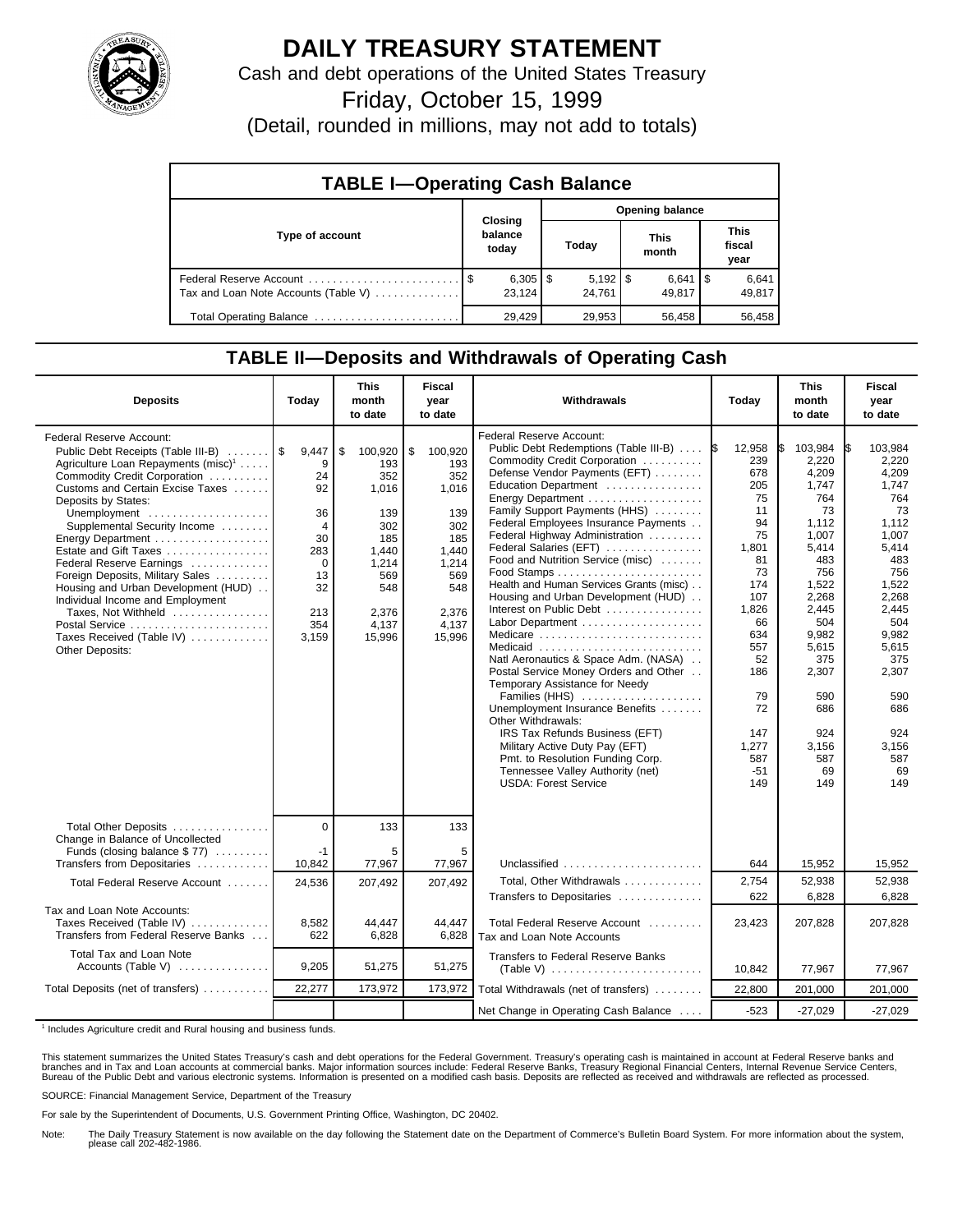# DAILY TREASURY STATEMENT

Cash and debt operations of the United States Treasury

Friday, October 15, 1999

(Detail, rounded in millions, may not add to totals)

## TABLE I—Operating Cash Balance

| Type of account | Closing balance today | Opening balance Today | This month | This fiscal year |
|---|---|---|---|---|
| Federal Reserve Account | $ 6,305 | $ 5,192 | $ 6,641 | $ 6,641 |
| Tax and Loan Note Accounts (Table V) | 23,124 | 24,761 | 49,817 | 49,817 |
| Total Operating Balance | 29,429 | 29,953 | 56,458 | 56,458 |

## TABLE II—Deposits and Withdrawals of Operating Cash

| Deposits | Today | This month to date | Fiscal year to date |
|---|---|---|---|
| Federal Reserve Account: | | | |
| Public Debt Receipts (Table III-B) | $ 9,447 | $ 100,920 | $ 100,920 |
| Agriculture Loan Repayments (misc)[1] | 9 | 193 | 193 |
| Commodity Credit Corporation | 24 | 352 | 352 |
| Customs and Certain Excise Taxes | 92 | 1,016 | 1,016 |
| Deposits by States: | | | |
| Unemployment | 36 | 139 | 139 |
| Supplemental Security Income | 4 | 302 | 302 |
| Energy Department | 30 | 185 | 185 |
| Estate and Gift Taxes | 283 | 1,440 | 1,440 |
| Federal Reserve Earnings | 0 | 1,214 | 1,214 |
| Foreign Deposits, Military Sales | 13 | 569 | 569 |
| Housing and Urban Development (HUD) | 32 | 548 | 548 |
| Individual Income and Employment Taxes, Not Withheld | 213 | 2,376 | 2,376 |
| Postal Service | 354 | 4,137 | 4,137 |
| Taxes Received (Table IV) | 3,159 | 15,996 | 15,996 |
| Other Deposits: | | | |
| Total Other Deposits | 0 | 133 | 133 |
| Change in Balance of Uncollected Funds (closing balance $ 77) | -1 | 5 | 5 |
| Transfers from Depositaries | 10,842 | 77,967 | 77,967 |
| Total Federal Reserve Account | 24,536 | 207,492 | 207,492 |
| Tax and Loan Note Accounts: | | | |
| Taxes Received (Table IV) | 8,582 | 44,447 | 44,447 |
| Transfers from Federal Reserve Banks | 622 | 6,828 | 6,828 |
| Total Tax and Loan Note Accounts (Table V) | 9,205 | 51,275 | 51,275 |
| Total Deposits (net of transfers) | 22,277 | 173,972 | 173,972 |

| Withdrawals | Today | This month to date | Fiscal year to date |
|---|---|---|---|
| Federal Reserve Account: | | | |
| Public Debt Redemptions (Table III-B) | $ 12,958 | $ 103,984 | $ 103,984 |
| Commodity Credit Corporation | 239 | 2,220 | 2,220 |
| Defense Vendor Payments (EFT) | 678 | 4,209 | 4,209 |
| Education Department | 205 | 1,747 | 1,747 |
| Energy Department | 75 | 764 | 764 |
| Family Support Payments (HHS) | 11 | 73 | 73 |
| Federal Employees Insurance Payments | 94 | 1,112 | 1,112 |
| Federal Highway Administration | 75 | 1,007 | 1,007 |
| Federal Salaries (EFT) | 1,801 | 5,414 | 5,414 |
| Food and Nutrition Service (misc) | 81 | 483 | 483 |
| Food Stamps | 73 | 756 | 756 |
| Health and Human Services Grants (misc) | 174 | 1,522 | 1,522 |
| Housing and Urban Development (HUD) | 107 | 2,268 | 2,268 |
| Interest on Public Debt | 1,826 | 2,445 | 2,445 |
| Labor Department | 66 | 504 | 504 |
| Medicare | 634 | 9,982 | 9,982 |
| Medicaid | 557 | 5,615 | 5,615 |
| Natl Aeronautics & Space Adm. (NASA) | 52 | 375 | 375 |
| Postal Service Money Orders and Other | 186 | 2,307 | 2,307 |
| Temporary Assistance for Needy Families (HHS) | 79 | 590 | 590 |
| Unemployment Insurance Benefits | 72 | 686 | 686 |
| Other Withdrawals: | | | |
| IRS Tax Refunds Business (EFT) | 147 | 924 | 924 |
| Military Active Duty Pay (EFT) | 1,277 | 3,156 | 3,156 |
| Pmt. to Resolution Funding Corp. | 587 | 587 | 587 |
| Tennessee Valley Authority (net) | -51 | 69 | 69 |
| USDA: Forest Service | 149 | 149 | 149 |
| Unclassified | 644 | 15,952 | 15,952 |
| Total, Other Withdrawals | 2,754 | 52,938 | 52,938 |
| Transfers to Depositaries | 622 | 6,828 | 6,828 |
| Total Federal Reserve Account | 23,423 | 207,828 | 207,828 |
| Tax and Loan Note Accounts | | | |
| Transfers to Federal Reserve Banks (Table V) | 10,842 | 77,967 | 77,967 |
| Total Withdrawals (net of transfers) | 22,800 | 201,000 | 201,000 |
| Net Change in Operating Cash Balance | -523 | -27,029 | -27,029 |

[1] Includes Agriculture credit and Rural housing and business funds.

This statement summarizes the United States Treasury's cash and debt operations for the Federal Government. Treasury's operating cash is maintained in account at Federal Reserve banks and branches and in Tax and Loan accounts at commercial banks. Major information sources include: Federal Reserve Banks, Treasury Regional Financial Centers, Internal Revenue Service Centers, Bureau of the Public Debt and various electronic systems. Information is presented on a modified cash basis. Deposits are reflected as received and withdrawals are reflected as processed.

SOURCE: Financial Management Service, Department of the Treasury

For sale by the Superintendent of Documents, U.S. Government Printing Office, Washington, DC 20402.

Note: The Daily Treasury Statement is now available on the day following the Statement date on the Department of Commerce's Bulletin Board System. For more information about the system, please call 202-482-1986.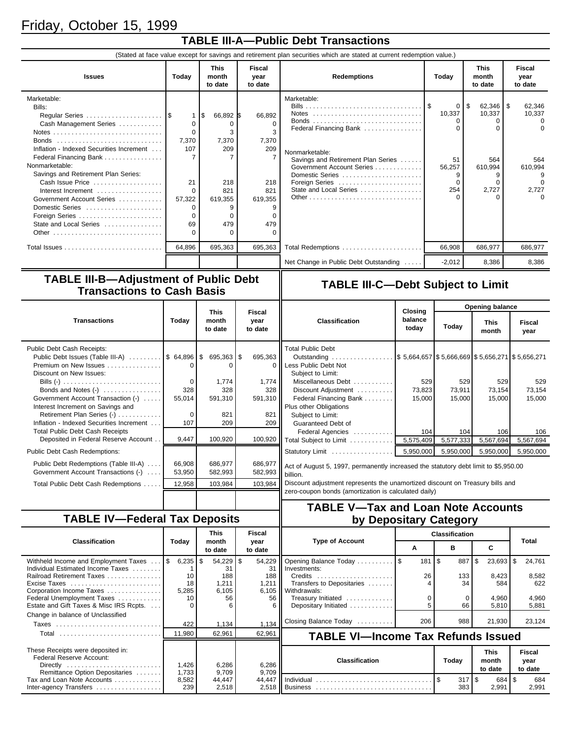Friday, October 15, 1999

## TABLE III-A—Public Debt Transactions

(Stated at face value except for savings and retirement plan securities which are stated at current redemption value.)

| Issues | Today | This month to date | Fiscal year to date |
|---|---|---|---|
| Marketable: | | | |
| Bills: | | | |
| Regular Series | $ 1 | $ 66,892 | $ 66,892 |
| Cash Management Series | 0 | 0 | 0 |
| Notes | 0 | 3 | 3 |
| Bonds | 7,370 | 7,370 | 7,370 |
| Inflation - Indexed Securities Increment | 107 | 209 | 209 |
| Federal Financing Bank | 7 | 7 | 7 |
| Nonmarketable: | | | |
| Savings and Retirement Plan Series: | | | |
| Cash Issue Price | 21 | 218 | 218 |
| Interest Increment | 0 | 821 | 821 |
| Government Account Series | 57,322 | 619,355 | 619,355 |
| Domestic Series | 0 | 9 | 9 |
| Foreign Series | 0 | 0 | 0 |
| State and Local Series | 69 | 479 | 479 |
| Other | 0 | 0 | 0 |
| Total Issues | 64,896 | 695,363 | 695,363 |

| Redemptions | Today | This month to date | Fiscal year to date |
|---|---|---|---|
| Marketable: | | | |
| Bills | $ 0 | $ 62,346 | $ 62,346 |
| Notes | 10,337 | 10,337 | 10,337 |
| Bonds | 0 | 0 | 0 |
| Federal Financing Bank | 0 | 0 | 0 |
| Nonmarketable: | | | |
| Savings and Retirement Plan Series | 51 | 564 | 564 |
| Government Account Series | 56,257 | 610,994 | 610,994 |
| Domestic Series | 9 | 9 | 9 |
| Foreign Series | 0 | 0 | 0 |
| State and Local Series | 254 | 2,727 | 2,727 |
| Other | 0 | 0 | 0 |
| Total Redemptions | 66,908 | 686,977 | 686,977 |
| Net Change in Public Debt Outstanding | -2,012 | 8,386 | 8,386 |

## TABLE III-B—Adjustment of Public Debt Transactions to Cash Basis

| Transactions | Today | This month to date | Fiscal year to date |
|---|---|---|---|
| Public Debt Cash Receipts: | | | |
| Public Debt Issues (Table III-A) | $ 64,896 | $ 695,363 | $ 695,363 |
| Premium on New Issues | 0 | 0 | 0 |
| Discount on New Issues: | | | |
| Bills (-) | 0 | 1,774 | 1,774 |
| Bonds and Notes (-) | 328 | 328 | 328 |
| Government Account Transaction (-) | 55,014 | 591,310 | 591,310 |
| Interest Increment on Savings and Retirement Plan Series (-) | 0 | 821 | 821 |
| Inflation - Indexed Securities Increment | 107 | 209 | 209 |
| Total Public Debt Cash Receipts Deposited in Federal Reserve Account | 9,447 | 100,920 | 100,920 |
| Public Debt Cash Redemptions: | | | |
| Public Debt Redemptions (Table III-A) | 66,908 | 686,977 | 686,977 |
| Government Account Transactions (-) | 53,950 | 582,993 | 582,993 |
| Total Public Debt Cash Redemptions | 12,958 | 103,984 | 103,984 |

## TABLE III-C—Debt Subject to Limit

| Classification | Closing balance today | Opening balance | | |
|---|---|---|---|---|
| | | Today | This month | Fiscal year |
| Total Public Debt Outstanding | $ 5,664,657 | $ 5,666,669 | $ 5,656,271 | $ 5,656,271 |
| Less Public Debt Not Subject to Limit: | | | | |
| Miscellaneous Debt | 529 | 529 | 529 | 529 |
| Discount Adjustment | 73,823 | 73,911 | 73,154 | 73,154 |
| Federal Financing Bank | 15,000 | 15,000 | 15,000 | 15,000 |
| Plus other Obligations Subject to Limit: | | | | |
| Guaranteed Debt of Federal Agencies | 104 | 104 | 106 | 106 |
| Total Subject to Limit | 5,575,409 | 5,577,333 | 5,567,694 | 5,567,694 |
| Statutory Limit | 5,950,000 | 5,950,000 | 5,950,000 | 5,950,000 |

Act of August 5, 1997, permanently increased the statutory debt limit to $5,950.00 billion.

Discount adjustment represents the unamortized discount on Treasury bills and zero-coupon bonds (amortization is calculated daily)

## TABLE IV—Federal Tax Deposits

| Classification | Today | This month to date | Fiscal year to date |
|---|---|---|---|
| Withheld Income and Employment Taxes | $ 6,235 | $ 54,229 | $ 54,229 |
| Individual Estimated Income Taxes | 1 | 31 | 31 |
| Railroad Retirement Taxes | 10 | 188 | 188 |
| Excise Taxes | 18 | 1,211 | 1,211 |
| Corporation Income Taxes | 5,285 | 6,105 | 6,105 |
| Federal Unemployment Taxes | 10 | 56 | 56 |
| Estate and Gift Taxes & Misc IRS Rcpts. | 0 | 6 | 6 |
| Change in balance of Unclassified Taxes | 422 | 1,134 | 1,134 |
| Total | 11,980 | 62,961 | 62,961 |
| These Receipts were deposited in: | | | |
| Federal Reserve Account: | | | |
| Directly | 1,426 | 6,286 | 6,286 |
| Remittance Option Depositaries | 1,733 | 9,709 | 9,709 |
| Tax and Loan Note Accounts | 8,582 | 44,447 | 44,447 |
| Inter-agency Transfers | 239 | 2,518 | 2,518 |

## TABLE V—Tax and Loan Note Accounts by Depositary Category

| Type of Account | Classification | | | Total |
|---|---|---|---|---|
| | A | B | C | |
| Opening Balance Today | $ 181 | $ 887 | $ 23,693 | $ 24,761 |
| Investments: | | | | |
| Credits | 26 | 133 | 8,423 | 8,582 |
| Transfers to Depositaries | 4 | 34 | 584 | 622 |
| Withdrawals: | | | | |
| Treasury Initiated | 0 | 0 | 4,960 | 4,960 |
| Depositary Initiated | 5 | 66 | 5,810 | 5,881 |
| Closing Balance Today | 206 | 988 | 21,930 | 23,124 |

## TABLE VI—Income Tax Refunds Issued

| Classification | Today | This month to date | Fiscal year to date |
|---|---|---|---|
| Individual | $ 317 | $ 684 | $ 684 |
| Business | 383 | 2,991 | 2,991 |